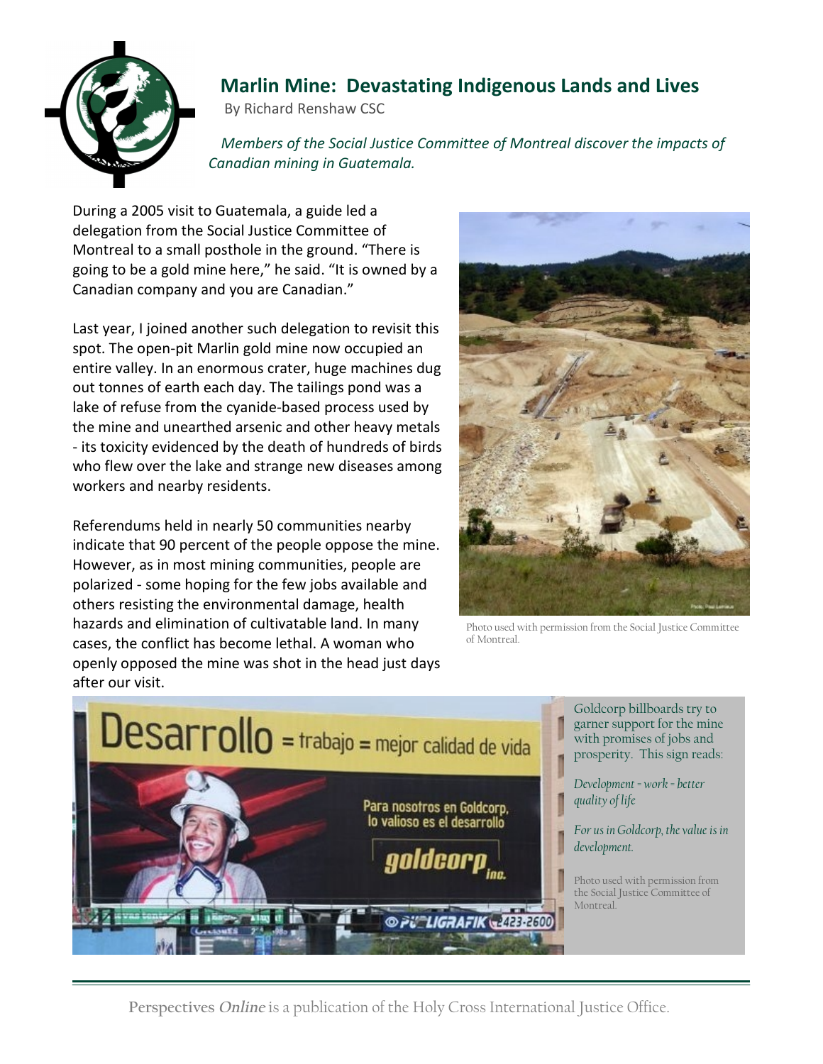# Marlin Mine: Devastating Indigenous Lands and Lives

By Richard Renshaw CSC

*Members of the Social Justice Committee of Montreal discover the impacts of Canadian mining in Guatemala.*

During a 2005 visit to Guatemala, a guide led a delegation from the Social Justice Committee of Montreal to a small posthole in the ground. “There is going to be a gold mine here,” he said. “It is owned by a Canadian company and you are Canadian.”

Last year, I joined another such delegation to revisit this spot. The open-pit Marlin gold mine now occupied an entire valley. In an enormous crater, huge machines dug out tonnes of earth each day. The tailings pond was a lake of refuse from the cyanide-based process used by the mine and unearthed arsenic and other heavy metals - its toxicity evidenced by the death of hundreds of birds who flew over the lake and strange new diseases among workers and nearby residents.

Referendums held in nearly 50 communities nearby indicate that 90 percent of the people oppose the mine. However, as in most mining communities, people are polarized - some hoping for the few jobs available and others resisting the environmental damage, health hazards and elimination of cultivatable land. In many cases, the conflict has become lethal. A woman who openly opposed the mine was shot in the head just days after our visit.

Photo used with permission from the Social Justice Committee of Montreal.

Goldcorp billboards try to garner support for the mine with promises of jobs and prosperity. This sign reads:

*Development = work = better quality of life*

*For us in Goldcorp, the value is in development.*

Photo used with permission from the Social Justice Committee of Montreal.

**Perspectives *Online*** is a publication of the Holy Cross International Justice Office.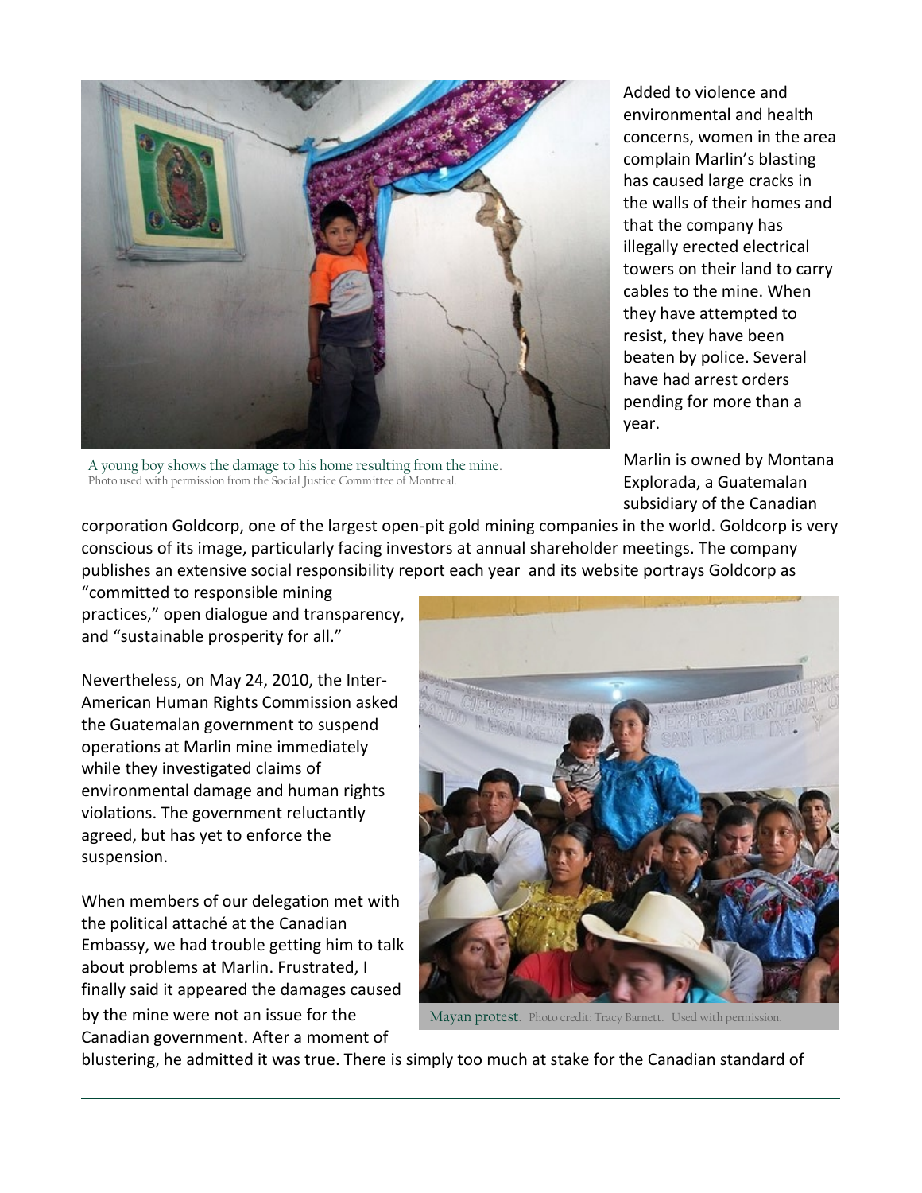A young boy shows the damage to his home resulting from the mine.
Photo used with permission from the Social Justice Committee of Montreal.

Added to violence and environmental and health concerns, women in the area complain Marlin's blasting has caused large cracks in the walls of their homes and that the company has illegally erected electrical towers on their land to carry cables to the mine. When they have attempted to resist, they have been beaten by police. Several have had arrest orders pending for more than a year.

Marlin is owned by Montana Explorada, a Guatemalan subsidiary of the Canadian corporation Goldcorp, one of the largest open-pit gold mining companies in the world. Goldcorp is very conscious of its image, particularly facing investors at annual shareholder meetings. The company publishes an extensive social responsibility report each year and its website portrays Goldcorp as "committed to responsible mining practices," open dialogue and transparency, and "sustainable prosperity for all."

Nevertheless, on May 24, 2010, the Inter-American Human Rights Commission asked the Guatemalan government to suspend operations at Marlin mine immediately while they investigated claims of environmental damage and human rights violations. The government reluctantly agreed, but has yet to enforce the suspension.

Mayan protest. Photo credit: Tracy Barnett. Used with permission.

When members of our delegation met with the political attaché at the Canadian Embassy, we had trouble getting him to talk about problems at Marlin. Frustrated, I finally said it appeared the damages caused by the mine were not an issue for the Canadian government. After a moment of blustering, he admitted it was true. There is simply too much at stake for the Canadian standard of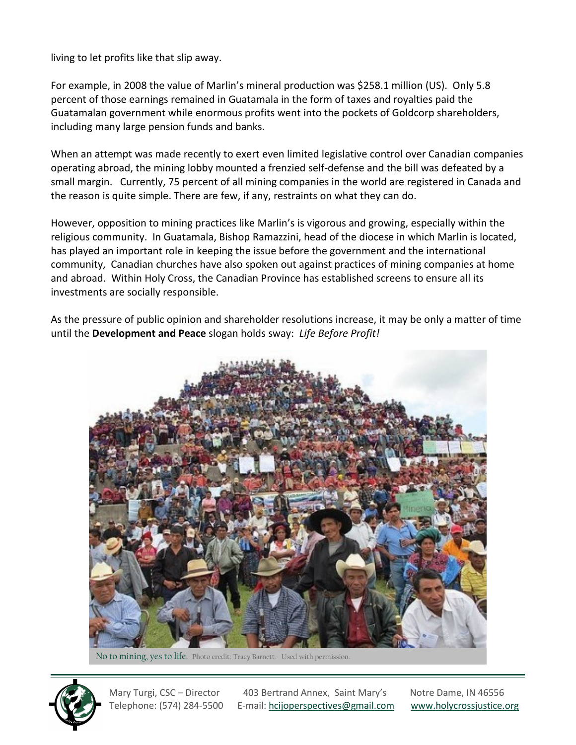living to let profits like that slip away.

For example, in 2008 the value of Marlin's mineral production was $258.1 million (US). Only 5.8 percent of those earnings remained in Guatamala in the form of taxes and royalties paid the Guatamalan government while enormous profits went into the pockets of Goldcorp shareholders, including many large pension funds and banks.

When an attempt was made recently to exert even limited legislative control over Canadian companies operating abroad, the mining lobby mounted a frenzied self-defense and the bill was defeated by a small margin. Currently, 75 percent of all mining companies in the world are registered in Canada and the reason is quite simple. There are few, if any, restraints on what they can do.

However, opposition to mining practices like Marlin's is vigorous and growing, especially within the religious community. In Guatamala, Bishop Ramazzini, head of the diocese in which Marlin is located, has played an important role in keeping the issue before the government and the international community, Canadian churches have also spoken out against practices of mining companies at home and abroad. Within Holy Cross, the Canadian Province has established screens to ensure all its investments are socially responsible.

As the pressure of public opinion and shareholder resolutions increase, it may be only a matter of time until the **Development and Peace** slogan holds sway: *Life Before Profit!*

No to mining, yes to life. Photo credit: Tracy Barnett. Used with permission.

Mary Turgi, CSC – Director    403 Bertrand Annex, Saint Mary's    Notre Dame, IN 46556
Telephone: (574) 284-5500    E-mail: hcijoperspectives@gmail.com    www.holycrossjustice.org